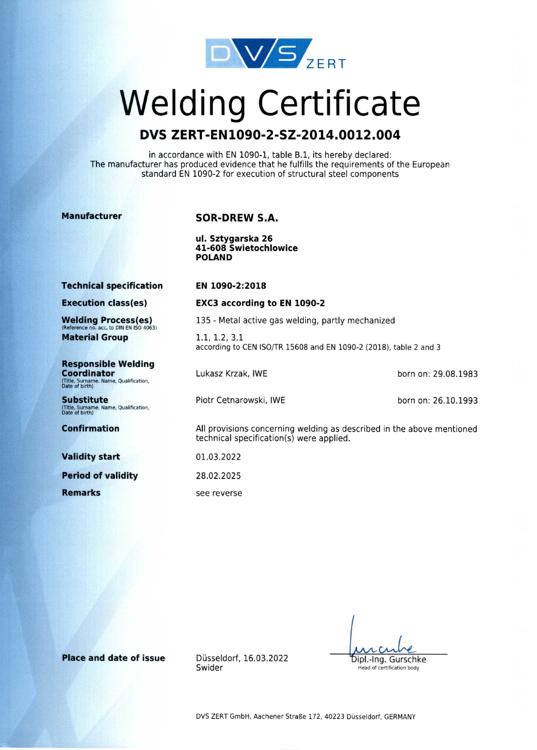DVS ZERT

# Welding Certificate

## DVS ZERT-EN1090-2-SZ-2014.0012.004

in accordance with EN 1090-1, table B.1, its hereby declared:
The manufacturer has produced evidence that he fulfills the requirements of the European standard EN 1090-2 for execution of structural steel components

| | | |
|---|---|---|
| **Manufacturer** | **SOR-DREW S.A.**<br><br>**ul. Sztygarska 26**<br>**41-608 Swietochlowice**<br>**POLAND** | |
| **Technical specification** | **EN 1090-2:2018** | |
| **Execution class(es)** | **EXC3 according to EN 1090-2** | |
| **Welding Process(es)**<br>(Reference no. acc. to DIN EN ISO 4063) | 135 - Metal active gas welding, partly mechanized | |
| **Material Group** | 1.1, 1.2, 3.1<br>according to CEN ISO/TR 15608 and EN 1090-2 (2018), table 2 and 3 | |
| **Responsible Welding Coordinator**<br>(Title, Surname, Name, Qualification, Date of birth) | Lukasz Krzak, IWE | born on: 29.08.1983 |
| **Substitute**<br>(Title, Surname, Name, Qualification, Date of birth) | Piotr Cetnarowski, IWE | born on: 26.10.1993 |
| **Confirmation** | All provisions concerning welding as described in the above mentioned technical specification(s) were applied. | |
| **Validity start** | 01.03.2022 | |
| **Period of validity** | 28.02.2025 | |
| **Remarks** | see reverse | |

**Place and date of issue** Düsseldorf, 16.03.2022
Swider

Dipl.-Ing. Gurschke
Head of certification body

DVS ZERT GmbH, Aachener Straße 172, 40223 Düsseldorf, GERMANY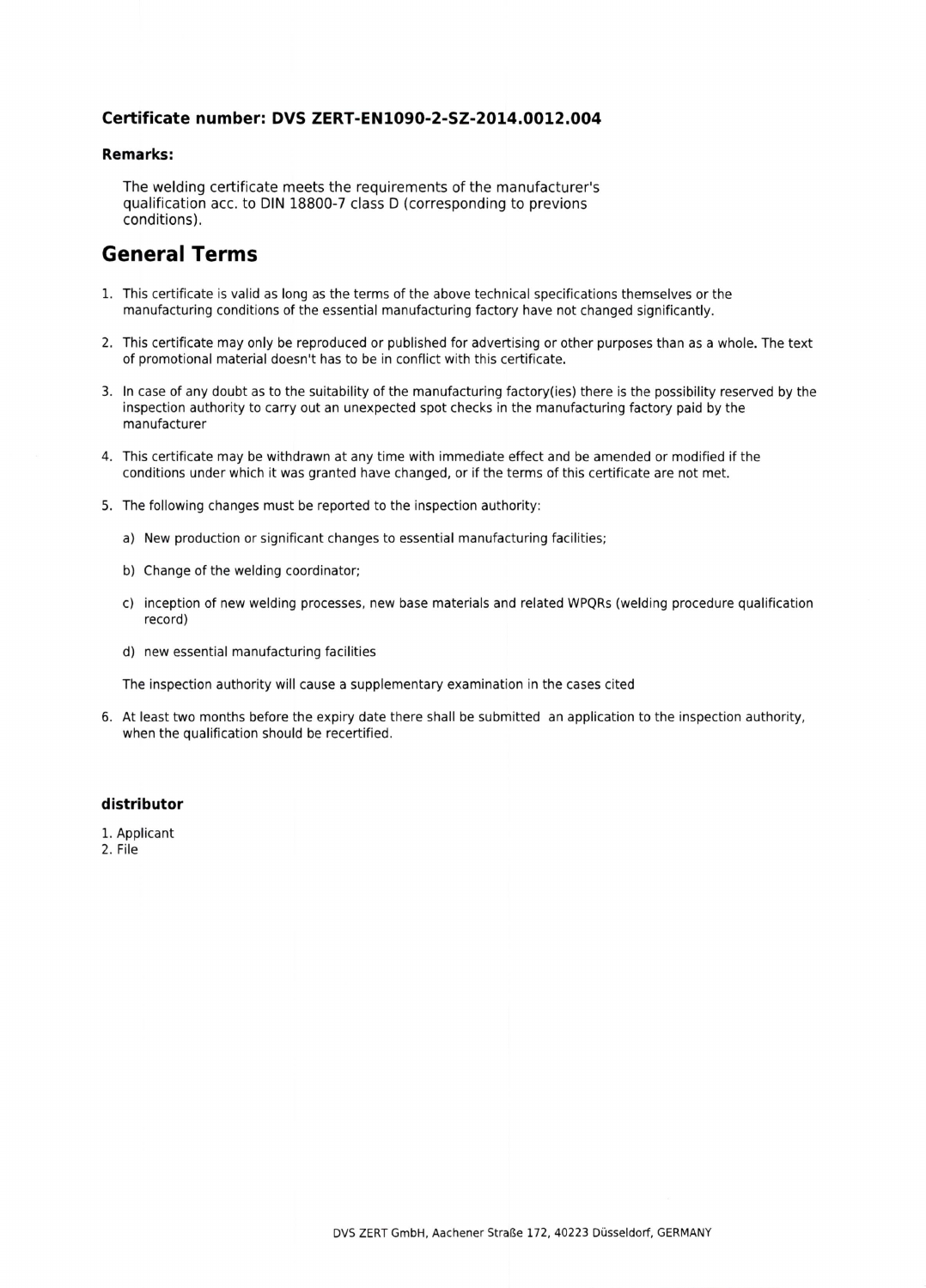**Certificate number: DVS ZERT-EN1090-2-SZ-2014.0012.004**

**Remarks:**

The welding certificate meets the requirements of the manufacturer's qualification acc. to DIN 18800-7 class D (corresponding to previons conditions).

## General Terms

1. This certificate is valid as long as the terms of the above technical specifications themselves or the manufacturing conditions of the essential manufacturing factory have not changed significantly.

2. This certificate may only be reproduced or published for advertising or other purposes than as a whole. The text of promotional material doesn't has to be in conflict with this certificate.

3. In case of any doubt as to the suitability of the manufacturing factory(ies) there is the possibility reserved by the inspection authority to carry out an unexpected spot checks in the manufacturing factory paid by the manufacturer

4. This certificate may be withdrawn at any time with immediate effect and be amended or modified if the conditions under which it was granted have changed, or if the terms of this certificate are not met.

5. The following changes must be reported to the inspection authority:

   a) New production or significant changes to essential manufacturing facilities;

   b) Change of the welding coordinator;

   c) inception of new welding processes, new base materials and related WPQRs (welding procedure qualification record)

   d) new essential manufacturing facilities

   The inspection authority will cause a supplementary examination in the cases cited

6. At least two months before the expiry date there shall be submitted an application to the inspection authority, when the qualification should be recertified.

**distributor**

1. Applicant
2. File

DVS ZERT GmbH, Aachener Straße 172, 40223 Düsseldorf, GERMANY